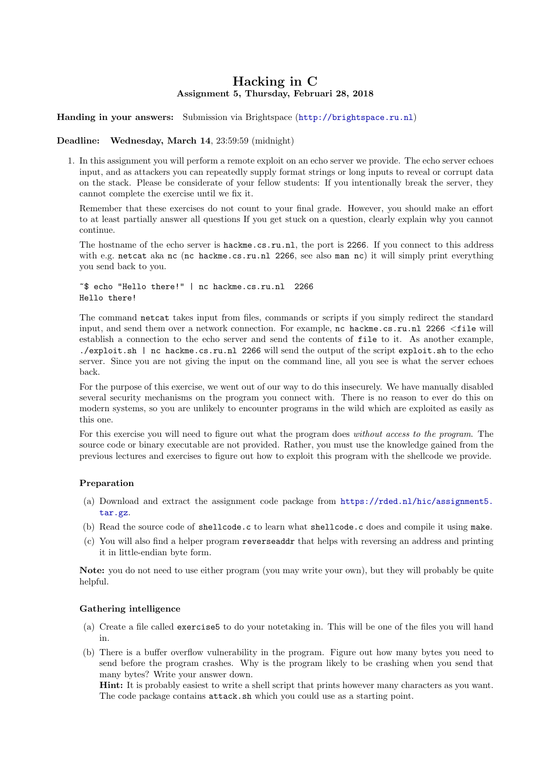# Hacking in C

**Assignment 5, Thursday, Februari 28, 2018**

**Handing in your answers:** Submission via Brightspace (http://brightspace.ru.nl)

**Deadline: Wednesday, March 14**, 23:59:59 (midnight)

1. In this assignment you will perform a remote exploit on an echo server we provide. The echo server echoes input, and as attackers you can repeatedly supply format strings or long inputs to reveal or corrupt data on the stack. Please be considerate of your fellow students: If you intentionally break the server, they cannot complete the exercise until we fix it.

   Remember that these exercises do not count to your final grade. However, you should make an effort to at least partially answer all questions If you get stuck on a question, clearly explain why you cannot continue.

   The hostname of the echo server is `hackme.cs.ru.nl`, the port is `2266`. If you connect to this address with e.g. `netcat` aka `nc` (`nc hackme.cs.ru.nl 2266`, see also `man nc`) it will simply print everything you send back to you.

   ```
   ~$ echo "Hello there!" | nc hackme.cs.ru.nl  2266
   Hello there!
   ```

   The command `netcat` takes input from files, commands or scripts if you simply redirect the standard input, and send them over a network connection. For example, `nc hackme.cs.ru.nl 2266 <file` will establish a connection to the echo server and send the contents of `file` to it. As another example, `./exploit.sh | nc hackme.cs.ru.nl 2266` will send the output of the script `exploit.sh` to the echo server. Since you are not giving the input on the command line, all you see is what the server echoes back.

   For the purpose of this exercise, we went out of our way to do this insecurely. We have manually disabled several security mechanisms on the program you connect with. There is no reason to ever do this on modern systems, so you are unlikely to encounter programs in the wild which are exploited as easily as this one.

   For this exercise you will need to figure out what the program does *without access to the program*. The source code or binary executable are not provided. Rather, you must use the knowledge gained from the previous lectures and exercises to figure out how to exploit this program with the shellcode we provide.

   ### Preparation

   (a) Download and extract the assignment code package from https://rded.nl/hic/assignment5.tar.gz.

   (b) Read the source code of `shellcode.c` to learn what `shellcode.c` does and compile it using `make`.

   (c) You will also find a helper program `reverseaddr` that helps with reversing an address and printing it in little-endian byte form.

   **Note:** you do not need to use either program (you may write your own), but they will probably be quite helpful.

   ### Gathering intelligence

   (a) Create a file called `exercise5` to do your notetaking in. This will be one of the files you will hand in.

   (b) There is a buffer overflow vulnerability in the program. Figure out how many bytes you need to send before the program crashes. Why is the program likely to be crashing when you send that many bytes? Write your answer down.
   **Hint:** It is probably easiest to write a shell script that prints however many characters as you want. The code package contains `attack.sh` which you could use as a starting point.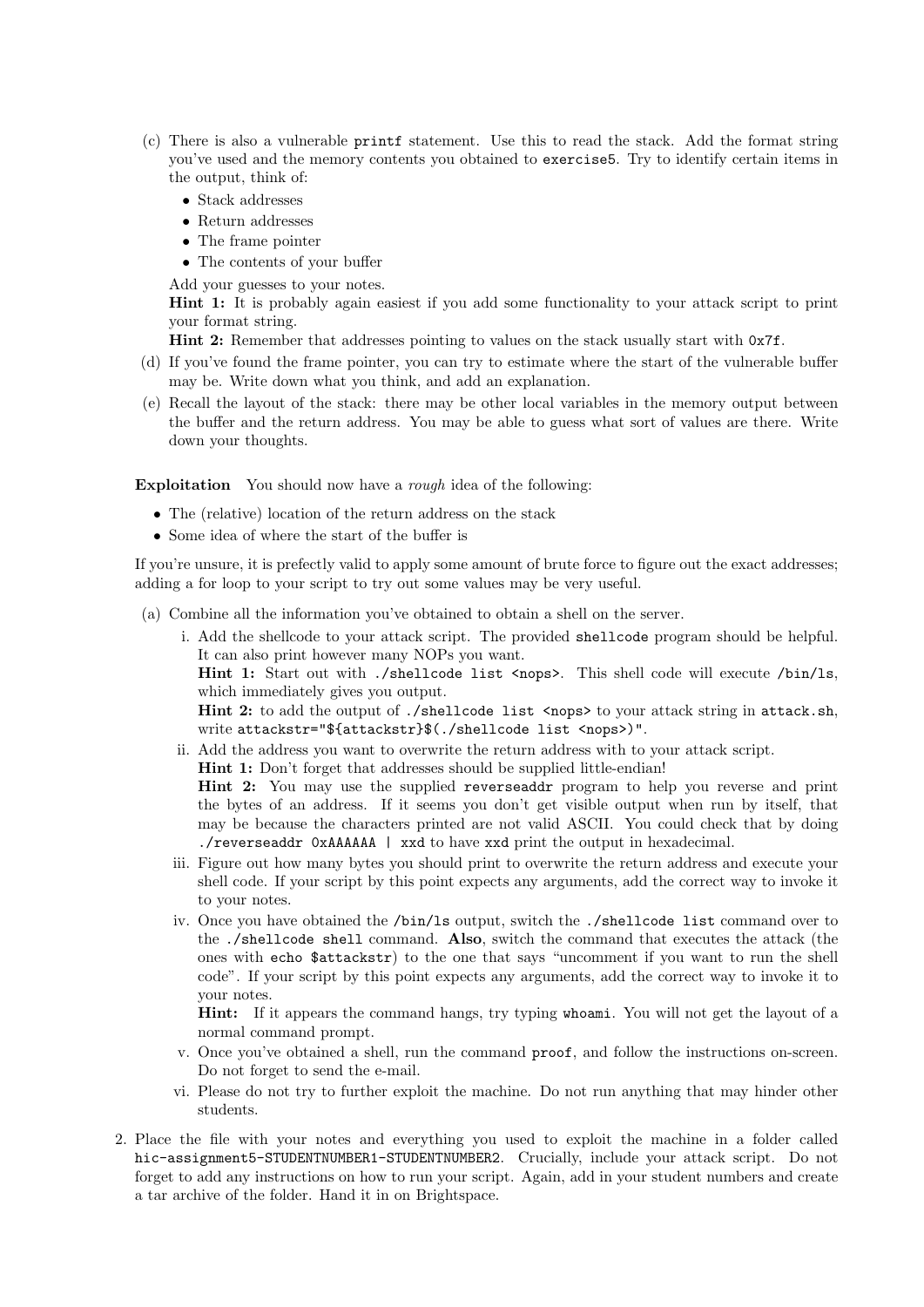(c) There is also a vulnerable `printf` statement. Use this to read the stack. Add the format string you've used and the memory contents you obtained to `exercise5`. Try to identify certain items in the output, think of:

- Stack addresses
- Return addresses
- The frame pointer
- The contents of your buffer

Add your guesses to your notes.
**Hint 1:** It is probably again easiest if you add some functionality to your attack script to print your format string.
**Hint 2:** Remember that addresses pointing to values on the stack usually start with `0x7f`.

(d) If you've found the frame pointer, you can try to estimate where the start of the vulnerable buffer may be. Write down what you think, and add an explanation.

(e) Recall the layout of the stack: there may be other local variables in the memory output between the buffer and the return address. You may be able to guess what sort of values are there. Write down your thoughts.

**Exploitation** You should now have a *rough* idea of the following:

- The (relative) location of the return address on the stack
- Some idea of where the start of the buffer is

If you're unsure, it is prefectly valid to apply some amount of brute force to figure out the exact addresses; adding a for loop to your script to try out some values may be very useful.

(a) Combine all the information you've obtained to obtain a shell on the server.

i. Add the shellcode to your attack script. The provided `shellcode` program should be helpful. It can also print however many NOPs you want.
**Hint 1:** Start out with `./shellcode list <nops>`. This shell code will execute `/bin/ls`, which immediately gives you output.
**Hint 2:** to add the output of `./shellcode list <nops>` to your attack string in `attack.sh`, write `attackstr="${attackstr}$(./shellcode list <nops>)"`.

ii. Add the address you want to overwrite the return address with to your attack script.
**Hint 1:** Don't forget that addresses should be supplied little-endian!
**Hint 2:** You may use the supplied `reverseaddr` program to help you reverse and print the bytes of an address. If it seems you don't get visible output when run by itself, that may be because the characters printed are not valid ASCII. You could check that by doing `./reverseaddr 0xAAAAAA | xxd` to have `xxd` print the output in hexadecimal.

iii. Figure out how many bytes you should print to overwrite the return address and execute your shell code. If your script by this point expects any arguments, add the correct way to invoke it to your notes.

iv. Once you have obtained the `/bin/ls` output, switch the `./shellcode list` command over to the `./shellcode shell` command. **Also**, switch the command that executes the attack (the ones with `echo $attackstr`) to the one that says "uncomment if you want to run the shell code". If your script by this point expects any arguments, add the correct way to invoke it to your notes.
**Hint:** If it appears the command hangs, try typing `whoami`. You will not get the layout of a normal command prompt.

v. Once you've obtained a shell, run the command `proof`, and follow the instructions on-screen. Do not forget to send the e-mail.

vi. Please do not try to further exploit the machine. Do not run anything that may hinder other students.

2. Place the file with your notes and everything you used to exploit the machine in a folder called `hic-assignment5-STUDENTNUMBER1-STUDENTNUMBER2`. Crucially, include your attack script. Do not forget to add any instructions on how to run your script. Again, add in your student numbers and create a tar archive of the folder. Hand it in on Brightspace.